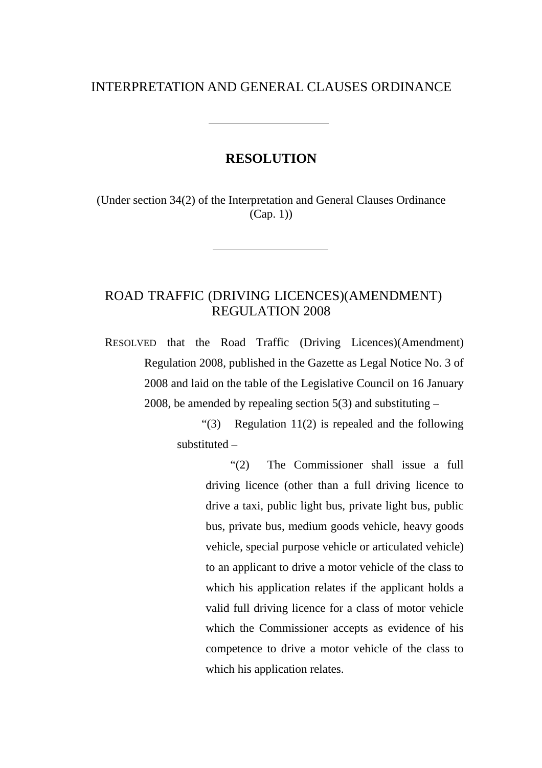# INTERPRETATION AND GENERAL CLAUSES ORDINANCE

---

## RESOLUTION

(Under section 34(2) of the Interpretation and General Clauses Ordinance (Cap. 1))

---

## ROAD TRAFFIC (DRIVING LICENCES)(AMENDMENT) REGULATION 2008

RESOLVED that the Road Traffic (Driving Licences)(Amendment) Regulation 2008, published in the Gazette as Legal Notice No. 3 of 2008 and laid on the table of the Legislative Council on 16 January 2008, be amended by repealing section 5(3) and substituting –

> "(3) Regulation 11(2) is repealed and the following substituted –
>
> > "(2) The Commissioner shall issue a full driving licence (other than a full driving licence to drive a taxi, public light bus, private light bus, public bus, private bus, medium goods vehicle, heavy goods vehicle, special purpose vehicle or articulated vehicle) to an applicant to drive a motor vehicle of the class to which his application relates if the applicant holds a valid full driving licence for a class of motor vehicle which the Commissioner accepts as evidence of his competence to drive a motor vehicle of the class to which his application relates.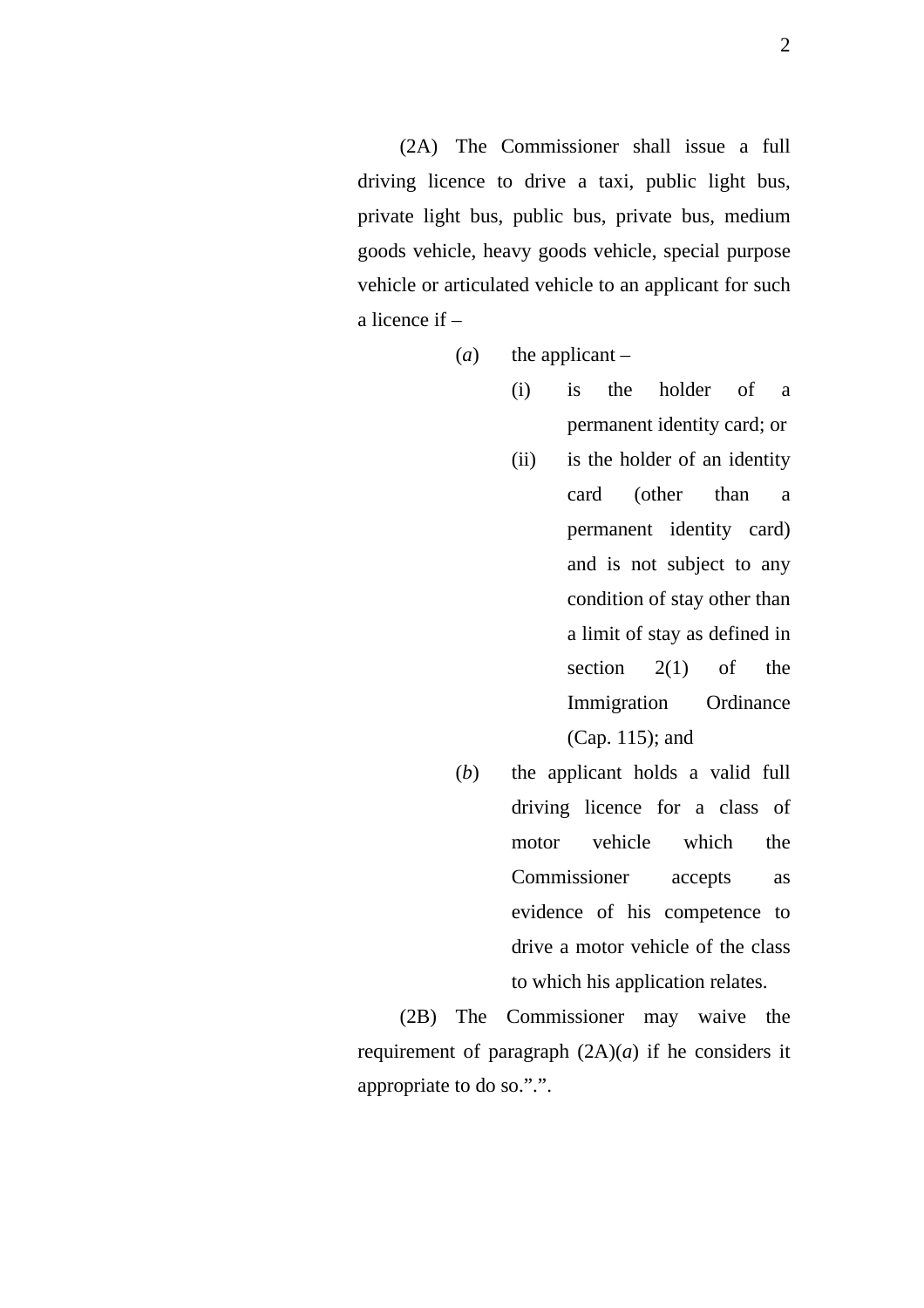(2A) The Commissioner shall issue a full driving licence to drive a taxi, public light bus, private light bus, public bus, private bus, medium goods vehicle, heavy goods vehicle, special purpose vehicle or articulated vehicle to an applicant for such a licence if –

(*a*) the applicant –

(i) is the holder of a permanent identity card; or

(ii) is the holder of an identity card (other than a permanent identity card) and is not subject to any condition of stay other than a limit of stay as defined in section 2(1) of the Immigration Ordinance (Cap. 115); and

(*b*) the applicant holds a valid full driving licence for a class of motor vehicle which the Commissioner accepts as evidence of his competence to drive a motor vehicle of the class to which his application relates.

(2B) The Commissioner may waive the requirement of paragraph (2A)(*a*) if he considers it appropriate to do so.".".